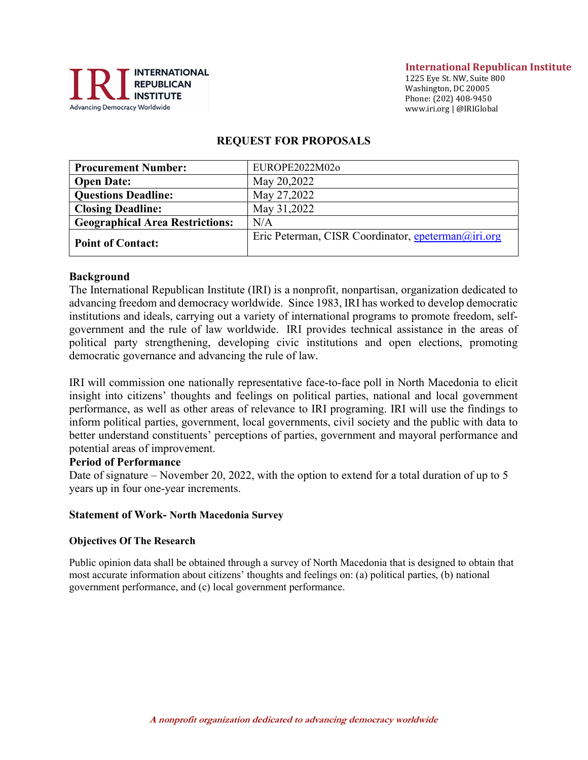**International Republican Institute**
1225 Eye St. NW, Suite 800
Washington, DC 20005
Phone: (202) 408-9450
www.iri.org | @IRIGlobal

# REQUEST FOR PROPOSALS

| | |
|---|---|
| **Procurement Number:** | EUROPE2022M02o |
| **Open Date:** | May 20,2022 |
| **Questions Deadline:** | May 27,2022 |
| **Closing Deadline:** | May 31,2022 |
| **Geographical Area Restrictions:** | N/A |
| **Point of Contact:** | Eric Peterman, CISR Coordinator, epeterman@iri.org |

## Background

The International Republican Institute (IRI) is a nonprofit, nonpartisan, organization dedicated to advancing freedom and democracy worldwide. Since 1983, IRI has worked to develop democratic institutions and ideals, carrying out a variety of international programs to promote freedom, self-government and the rule of law worldwide. IRI provides technical assistance in the areas of political party strengthening, developing civic institutions and open elections, promoting democratic governance and advancing the rule of law.

IRI will commission one nationally representative face-to-face poll in North Macedonia to elicit insight into citizens' thoughts and feelings on political parties, national and local government performance, as well as other areas of relevance to IRI programing. IRI will use the findings to inform political parties, government, local governments, civil society and the public with data to better understand constituents' perceptions of parties, government and mayoral performance and potential areas of improvement.

## Period of Performance

Date of signature – November 20, 2022, with the option to extend for a total duration of up to 5 years up in four one-year increments.

## Statement of Work- North Macedonia Survey

### Objectives Of The Research

Public opinion data shall be obtained through a survey of North Macedonia that is designed to obtain that most accurate information about citizens' thoughts and feelings on: (a) political parties, (b) national government performance, and (c) local government performance.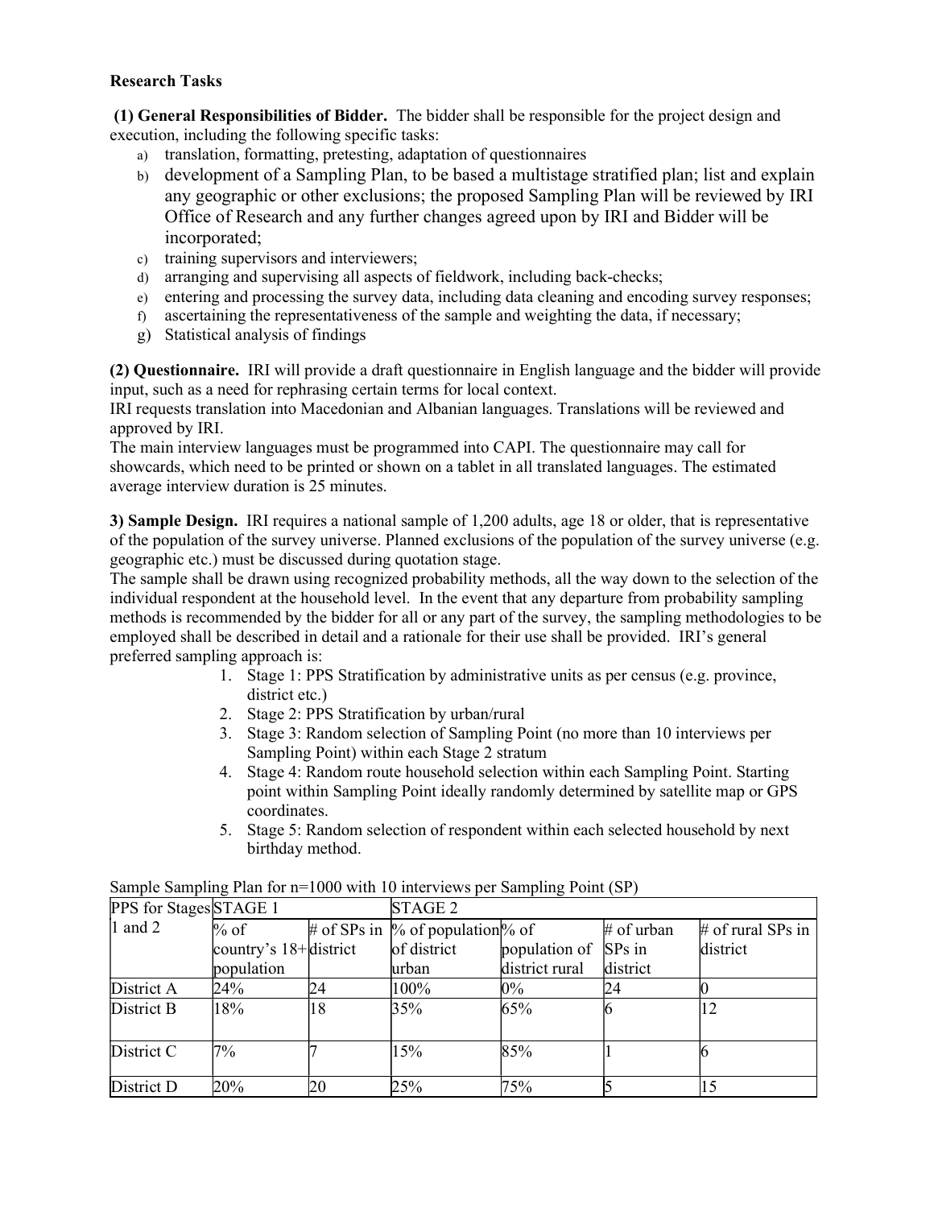**Research Tasks**

**(1) General Responsibilities of Bidder.** The bidder shall be responsible for the project design and execution, including the following specific tasks:

a) translation, formatting, pretesting, adaptation of questionnaires
b) development of a Sampling Plan, to be based a multistage stratified plan; list and explain any geographic or other exclusions; the proposed Sampling Plan will be reviewed by IRI Office of Research and any further changes agreed upon by IRI and Bidder will be incorporated;
c) training supervisors and interviewers;
d) arranging and supervising all aspects of fieldwork, including back-checks;
e) entering and processing the survey data, including data cleaning and encoding survey responses;
f) ascertaining the representativeness of the sample and weighting the data, if necessary;
g) Statistical analysis of findings

**(2) Questionnaire.** IRI will provide a draft questionnaire in English language and the bidder will provide input, such as a need for rephrasing certain terms for local context.

IRI requests translation into Macedonian and Albanian languages. Translations will be reviewed and approved by IRI.

The main interview languages must be programmed into CAPI. The questionnaire may call for showcards, which need to be printed or shown on a tablet in all translated languages. The estimated average interview duration is 25 minutes.

**3) Sample Design.** IRI requires a national sample of 1,200 adults, age 18 or older, that is representative of the population of the survey universe. Planned exclusions of the population of the survey universe (e.g. geographic etc.) must be discussed during quotation stage.

The sample shall be drawn using recognized probability methods, all the way down to the selection of the individual respondent at the household level. In the event that any departure from probability sampling methods is recommended by the bidder for all or any part of the survey, the sampling methodologies to be employed shall be described in detail and a rationale for their use shall be provided. IRI's general preferred sampling approach is:

1. Stage 1: PPS Stratification by administrative units as per census (e.g. province, district etc.)
2. Stage 2: PPS Stratification by urban/rural
3. Stage 3: Random selection of Sampling Point (no more than 10 interviews per Sampling Point) within each Stage 2 stratum
4. Stage 4: Random route household selection within each Sampling Point. Starting point within Sampling Point ideally randomly determined by satellite map or GPS coordinates.
5. Stage 5: Random selection of respondent within each selected household by next birthday method.

Sample Sampling Plan for n=1000 with 10 interviews per Sampling Point (SP)

| PPS for Stages 1 and 2 | STAGE 1 | | STAGE 2 | | | |
|---|---|---|---|---|---|---|
| | % of country's 18+ population | # of SPs in district | % of population of district urban | % of population of district rural | # of urban SPs in district | # of rural SPs in district |
| District A | 24% | 24 | 100% | 0% | 24 | 0 |
| District B | 18% | 18 | 35% | 65% | 6 | 12 |
| District C | 7% | 7 | 15% | 85% | 1 | 6 |
| District D | 20% | 20 | 25% | 75% | 5 | 15 |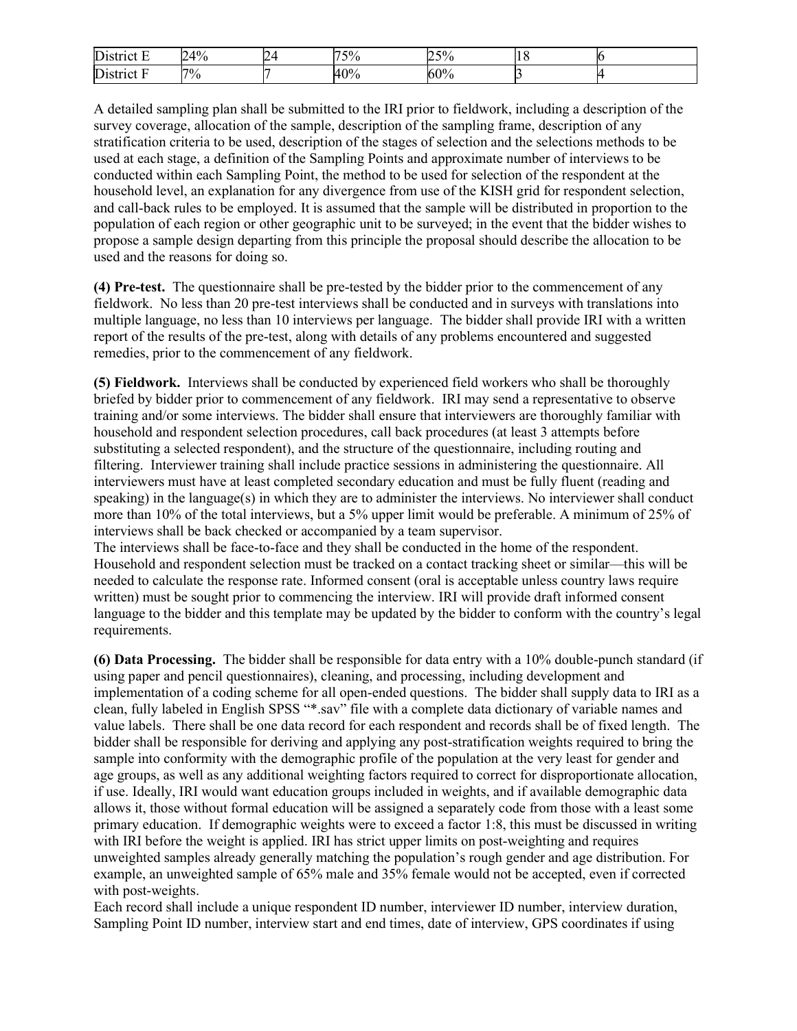| District E | 24% | 24 | 75% | 25% | 18 | 6 |
|---|---|---|---|---|---|---|
| District F | 7% | 7 | 40% | 60% | 3 | 4 |

A detailed sampling plan shall be submitted to the IRI prior to fieldwork, including a description of the survey coverage, allocation of the sample, description of the sampling frame, description of any stratification criteria to be used, description of the stages of selection and the selections methods to be used at each stage, a definition of the Sampling Points and approximate number of interviews to be conducted within each Sampling Point, the method to be used for selection of the respondent at the household level, an explanation for any divergence from use of the KISH grid for respondent selection, and call-back rules to be employed. It is assumed that the sample will be distributed in proportion to the population of each region or other geographic unit to be surveyed; in the event that the bidder wishes to propose a sample design departing from this principle the proposal should describe the allocation to be used and the reasons for doing so.

**(4) Pre-test.** The questionnaire shall be pre-tested by the bidder prior to the commencement of any fieldwork. No less than 20 pre-test interviews shall be conducted and in surveys with translations into multiple language, no less than 10 interviews per language. The bidder shall provide IRI with a written report of the results of the pre-test, along with details of any problems encountered and suggested remedies, prior to the commencement of any fieldwork.

**(5) Fieldwork.** Interviews shall be conducted by experienced field workers who shall be thoroughly briefed by bidder prior to commencement of any fieldwork. IRI may send a representative to observe training and/or some interviews. The bidder shall ensure that interviewers are thoroughly familiar with household and respondent selection procedures, call back procedures (at least 3 attempts before substituting a selected respondent), and the structure of the questionnaire, including routing and filtering. Interviewer training shall include practice sessions in administering the questionnaire. All interviewers must have at least completed secondary education and must be fully fluent (reading and speaking) in the language(s) in which they are to administer the interviews. No interviewer shall conduct more than 10% of the total interviews, but a 5% upper limit would be preferable. A minimum of 25% of interviews shall be back checked or accompanied by a team supervisor.
The interviews shall be face-to-face and they shall be conducted in the home of the respondent. Household and respondent selection must be tracked on a contact tracking sheet or similar—this will be needed to calculate the response rate. Informed consent (oral is acceptable unless country laws require written) must be sought prior to commencing the interview. IRI will provide draft informed consent language to the bidder and this template may be updated by the bidder to conform with the country's legal requirements.

**(6) Data Processing.** The bidder shall be responsible for data entry with a 10% double-punch standard (if using paper and pencil questionnaires), cleaning, and processing, including development and implementation of a coding scheme for all open-ended questions. The bidder shall supply data to IRI as a clean, fully labeled in English SPSS "*.sav" file with a complete data dictionary of variable names and value labels. There shall be one data record for each respondent and records shall be of fixed length. The bidder shall be responsible for deriving and applying any post-stratification weights required to bring the sample into conformity with the demographic profile of the population at the very least for gender and age groups, as well as any additional weighting factors required to correct for disproportionate allocation, if use. Ideally, IRI would want education groups included in weights, and if available demographic data allows it, those without formal education will be assigned a separately code from those with a least some primary education. If demographic weights were to exceed a factor 1:8, this must be discussed in writing with IRI before the weight is applied. IRI has strict upper limits on post-weighting and requires unweighted samples already generally matching the population's rough gender and age distribution. For example, an unweighted sample of 65% male and 35% female would not be accepted, even if corrected with post-weights.
Each record shall include a unique respondent ID number, interviewer ID number, interview duration, Sampling Point ID number, interview start and end times, date of interview, GPS coordinates if using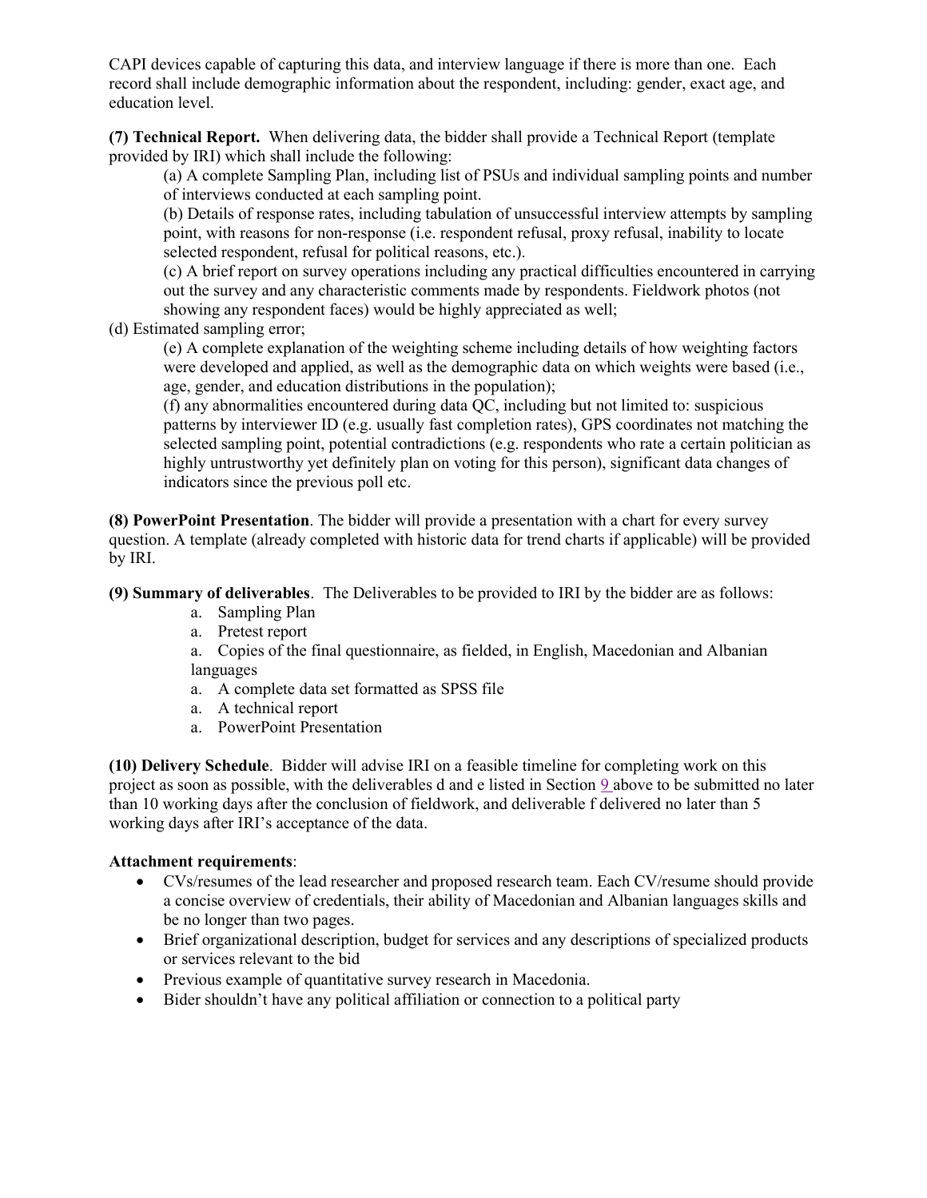CAPI devices capable of capturing this data, and interview language if there is more than one. Each record shall include demographic information about the respondent, including: gender, exact age, and education level.

**(7) Technical Report.** When delivering data, the bidder shall provide a Technical Report (template provided by IRI) which shall include the following:

(a) A complete Sampling Plan, including list of PSUs and individual sampling points and number of interviews conducted at each sampling point.

(b) Details of response rates, including tabulation of unsuccessful interview attempts by sampling point, with reasons for non-response (i.e. respondent refusal, proxy refusal, inability to locate selected respondent, refusal for political reasons, etc.).

(c) A brief report on survey operations including any practical difficulties encountered in carrying out the survey and any characteristic comments made by respondents. Fieldwork photos (not showing any respondent faces) would be highly appreciated as well;

(d) Estimated sampling error;

(e) A complete explanation of the weighting scheme including details of how weighting factors were developed and applied, as well as the demographic data on which weights were based (i.e., age, gender, and education distributions in the population);

(f) any abnormalities encountered during data QC, including but not limited to: suspicious patterns by interviewer ID (e.g. usually fast completion rates), GPS coordinates not matching the selected sampling point, potential contradictions (e.g. respondents who rate a certain politician as highly untrustworthy yet definitely plan on voting for this person), significant data changes of indicators since the previous poll etc.

**(8) PowerPoint Presentation**. The bidder will provide a presentation with a chart for every survey question. A template (already completed with historic data for trend charts if applicable) will be provided by IRI.

**(9) Summary of deliverables**. The Deliverables to be provided to IRI by the bidder are as follows:

a. Sampling Plan
a. Pretest report
a. Copies of the final questionnaire, as fielded, in English, Macedonian and Albanian languages
a. A complete data set formatted as SPSS file
a. A technical report
a. PowerPoint Presentation

**(10) Delivery Schedule**. Bidder will advise IRI on a feasible timeline for completing work on this project as soon as possible, with the deliverables d and e listed in Section 9 above to be submitted no later than 10 working days after the conclusion of fieldwork, and deliverable f delivered no later than 5 working days after IRI's acceptance of the data.

**Attachment requirements**:

- CVs/resumes of the lead researcher and proposed research team. Each CV/resume should provide a concise overview of credentials, their ability of Macedonian and Albanian languages skills and be no longer than two pages.
- Brief organizational description, budget for services and any descriptions of specialized products or services relevant to the bid
- Previous example of quantitative survey research in Macedonia.
- Bider shouldn't have any political affiliation or connection to a political party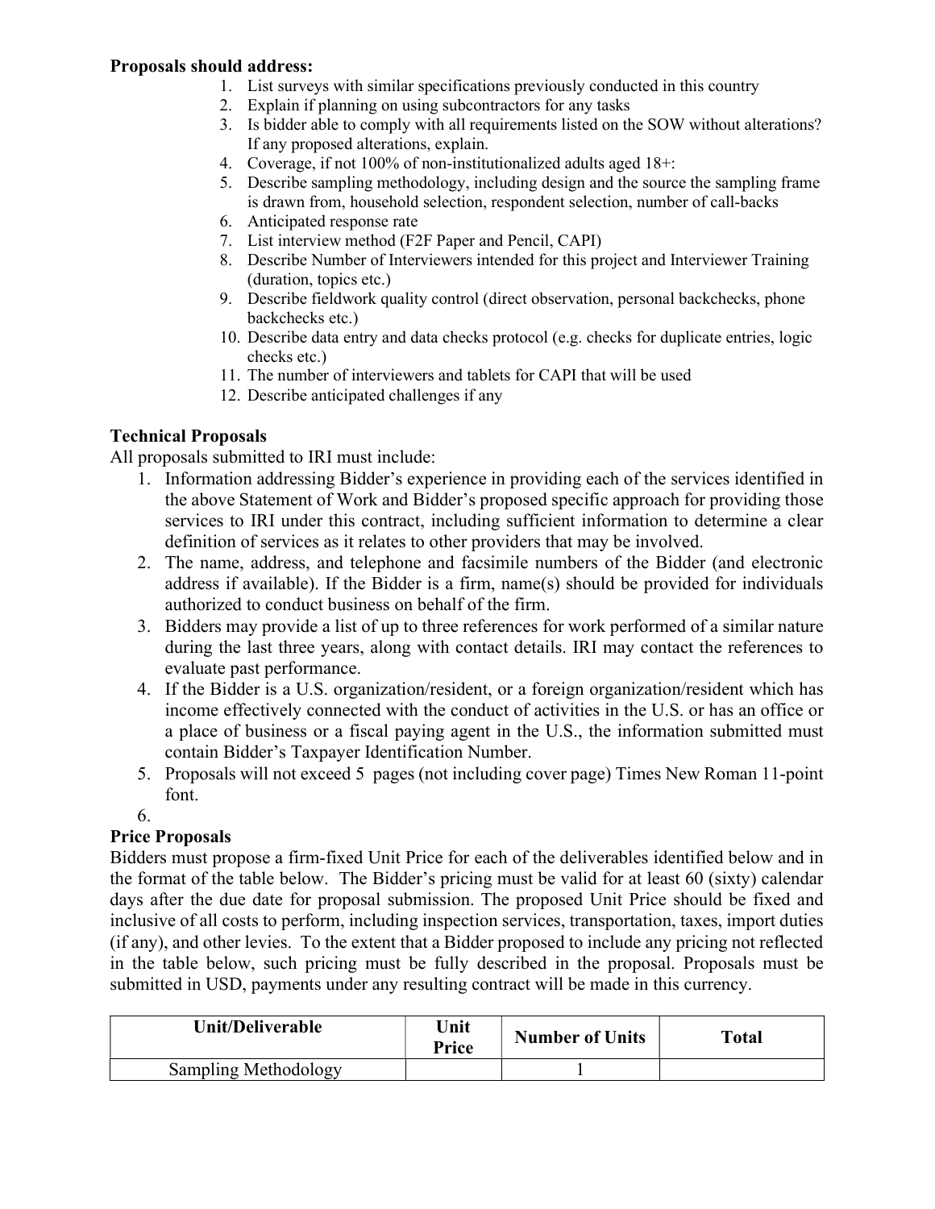**Proposals should address:**

1. List surveys with similar specifications previously conducted in this country
2. Explain if planning on using subcontractors for any tasks
3. Is bidder able to comply with all requirements listed on the SOW without alterations? If any proposed alterations, explain.
4. Coverage, if not 100% of non-institutionalized adults aged 18+:
5. Describe sampling methodology, including design and the source the sampling frame is drawn from, household selection, respondent selection, number of call-backs
6. Anticipated response rate
7. List interview method (F2F Paper and Pencil, CAPI)
8. Describe Number of Interviewers intended for this project and Interviewer Training (duration, topics etc.)
9. Describe fieldwork quality control (direct observation, personal backchecks, phone backchecks etc.)
10. Describe data entry and data checks protocol (e.g. checks for duplicate entries, logic checks etc.)
11. The number of interviewers and tablets for CAPI that will be used
12. Describe anticipated challenges if any

### Technical Proposals

All proposals submitted to IRI must include:

1. Information addressing Bidder's experience in providing each of the services identified in the above Statement of Work and Bidder's proposed specific approach for providing those services to IRI under this contract, including sufficient information to determine a clear definition of services as it relates to other providers that may be involved.
2. The name, address, and telephone and facsimile numbers of the Bidder (and electronic address if available). If the Bidder is a firm, name(s) should be provided for individuals authorized to conduct business on behalf of the firm.
3. Bidders may provide a list of up to three references for work performed of a similar nature during the last three years, along with contact details. IRI may contact the references to evaluate past performance.
4. If the Bidder is a U.S. organization/resident, or a foreign organization/resident which has income effectively connected with the conduct of activities in the U.S. or has an office or a place of business or a fiscal paying agent in the U.S., the information submitted must contain Bidder's Taxpayer Identification Number.
5. Proposals will not exceed 5 pages (not including cover page) Times New Roman 11-point font.
6. 

### Price Proposals

Bidders must propose a firm-fixed Unit Price for each of the deliverables identified below and in the format of the table below. The Bidder's pricing must be valid for at least 60 (sixty) calendar days after the due date for proposal submission. The proposed Unit Price should be fixed and inclusive of all costs to perform, including inspection services, transportation, taxes, import duties (if any), and other levies. To the extent that a Bidder proposed to include any pricing not reflected in the table below, such pricing must be fully described in the proposal. Proposals must be submitted in USD, payments under any resulting contract will be made in this currency.

| Unit/Deliverable | Unit Price | Number of Units | Total |
|---|---|---|---|
| Sampling Methodology | | 1 | |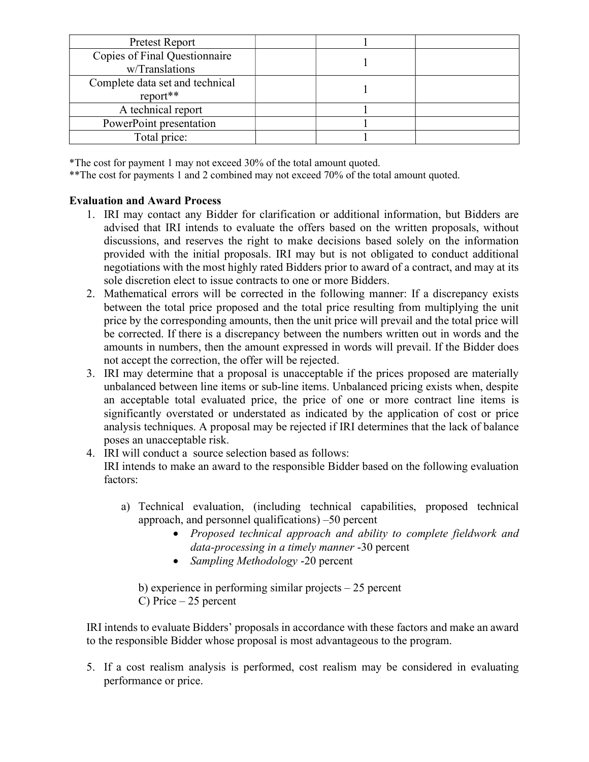| | | | |
|---|---|---|---|
| Pretest Report | | 1 | |
| Copies of Final Questionnaire w/Translations | | 1 | |
| Complete data set and technical report** | | 1 | |
| A technical report | | 1 | |
| PowerPoint presentation | | 1 | |
| Total price: | | 1 | |

*The cost for payment 1 may not exceed 30% of the total amount quoted.
**The cost for payments 1 and 2 combined may not exceed 70% of the total amount quoted.

**Evaluation and Award Process**

1. IRI may contact any Bidder for clarification or additional information, but Bidders are advised that IRI intends to evaluate the offers based on the written proposals, without discussions, and reserves the right to make decisions based solely on the information provided with the initial proposals. IRI may but is not obligated to conduct additional negotiations with the most highly rated Bidders prior to award of a contract, and may at its sole discretion elect to issue contracts to one or more Bidders.
2. Mathematical errors will be corrected in the following manner: If a discrepancy exists between the total price proposed and the total price resulting from multiplying the unit price by the corresponding amounts, then the unit price will prevail and the total price will be corrected. If there is a discrepancy between the numbers written out in words and the amounts in numbers, then the amount expressed in words will prevail. If the Bidder does not accept the correction, the offer will be rejected.
3. IRI may determine that a proposal is unacceptable if the prices proposed are materially unbalanced between line items or sub-line items. Unbalanced pricing exists when, despite an acceptable total evaluated price, the price of one or more contract line items is significantly overstated or understated as indicated by the application of cost or price analysis techniques. A proposal may be rejected if IRI determines that the lack of balance poses an unacceptable risk.
4. IRI will conduct a source selection based as follows:
   IRI intends to make an award to the responsible Bidder based on the following evaluation factors:

   a) Technical evaluation, (including technical capabilities, proposed technical approach, and personnel qualifications) –50 percent
      - *Proposed technical approach and ability to complete fieldwork and data-processing in a timely manner* -30 percent
      - *Sampling Methodology* -20 percent

   b) experience in performing similar projects – 25 percent
   C) Price – 25 percent

   IRI intends to evaluate Bidders' proposals in accordance with these factors and make an award to the responsible Bidder whose proposal is most advantageous to the program.

5. If a cost realism analysis is performed, cost realism may be considered in evaluating performance or price.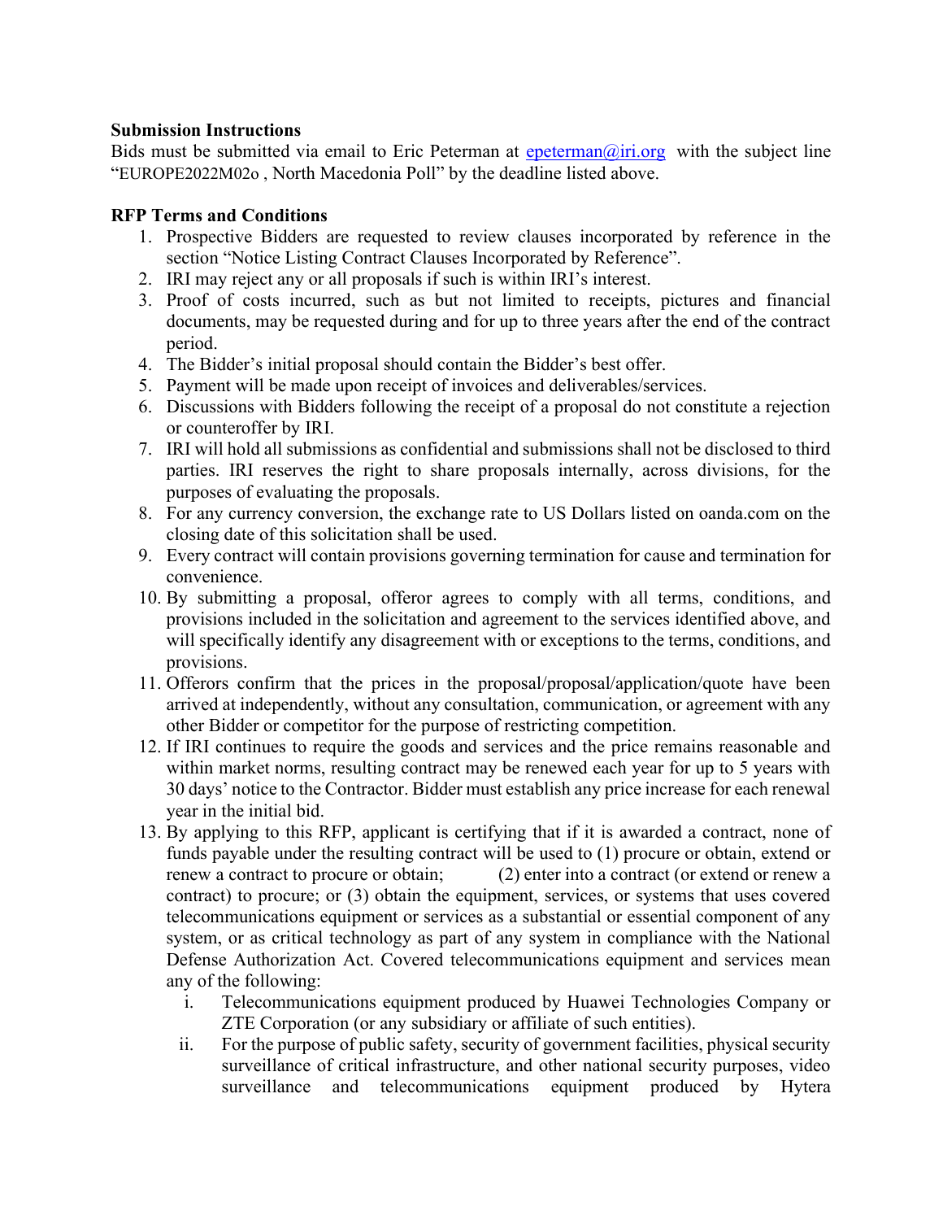**Submission Instructions**

Bids must be submitted via email to Eric Peterman at epeterman@iri.org with the subject line "EUROPE2022M02o , North Macedonia Poll" by the deadline listed above.

**RFP Terms and Conditions**

1. Prospective Bidders are requested to review clauses incorporated by reference in the section "Notice Listing Contract Clauses Incorporated by Reference".
2. IRI may reject any or all proposals if such is within IRI's interest.
3. Proof of costs incurred, such as but not limited to receipts, pictures and financial documents, may be requested during and for up to three years after the end of the contract period.
4. The Bidder's initial proposal should contain the Bidder's best offer.
5. Payment will be made upon receipt of invoices and deliverables/services.
6. Discussions with Bidders following the receipt of a proposal do not constitute a rejection or counteroffer by IRI.
7. IRI will hold all submissions as confidential and submissions shall not be disclosed to third parties. IRI reserves the right to share proposals internally, across divisions, for the purposes of evaluating the proposals.
8. For any currency conversion, the exchange rate to US Dollars listed on oanda.com on the closing date of this solicitation shall be used.
9. Every contract will contain provisions governing termination for cause and termination for convenience.
10. By submitting a proposal, offeror agrees to comply with all terms, conditions, and provisions included in the solicitation and agreement to the services identified above, and will specifically identify any disagreement with or exceptions to the terms, conditions, and provisions.
11. Offerors confirm that the prices in the proposal/proposal/application/quote have been arrived at independently, without any consultation, communication, or agreement with any other Bidder or competitor for the purpose of restricting competition.
12. If IRI continues to require the goods and services and the price remains reasonable and within market norms, resulting contract may be renewed each year for up to 5 years with 30 days' notice to the Contractor. Bidder must establish any price increase for each renewal year in the initial bid.
13. By applying to this RFP, applicant is certifying that if it is awarded a contract, none of funds payable under the resulting contract will be used to (1) procure or obtain, extend or renew a contract to procure or obtain; (2) enter into a contract (or extend or renew a contract) to procure; or (3) obtain the equipment, services, or systems that uses covered telecommunications equipment or services as a substantial or essential component of any system, or as critical technology as part of any system in compliance with the National Defense Authorization Act. Covered telecommunications equipment and services mean any of the following:
    i. Telecommunications equipment produced by Huawei Technologies Company or ZTE Corporation (or any subsidiary or affiliate of such entities).
    ii. For the purpose of public safety, security of government facilities, physical security surveillance of critical infrastructure, and other national security purposes, video surveillance and telecommunications equipment produced by Hytera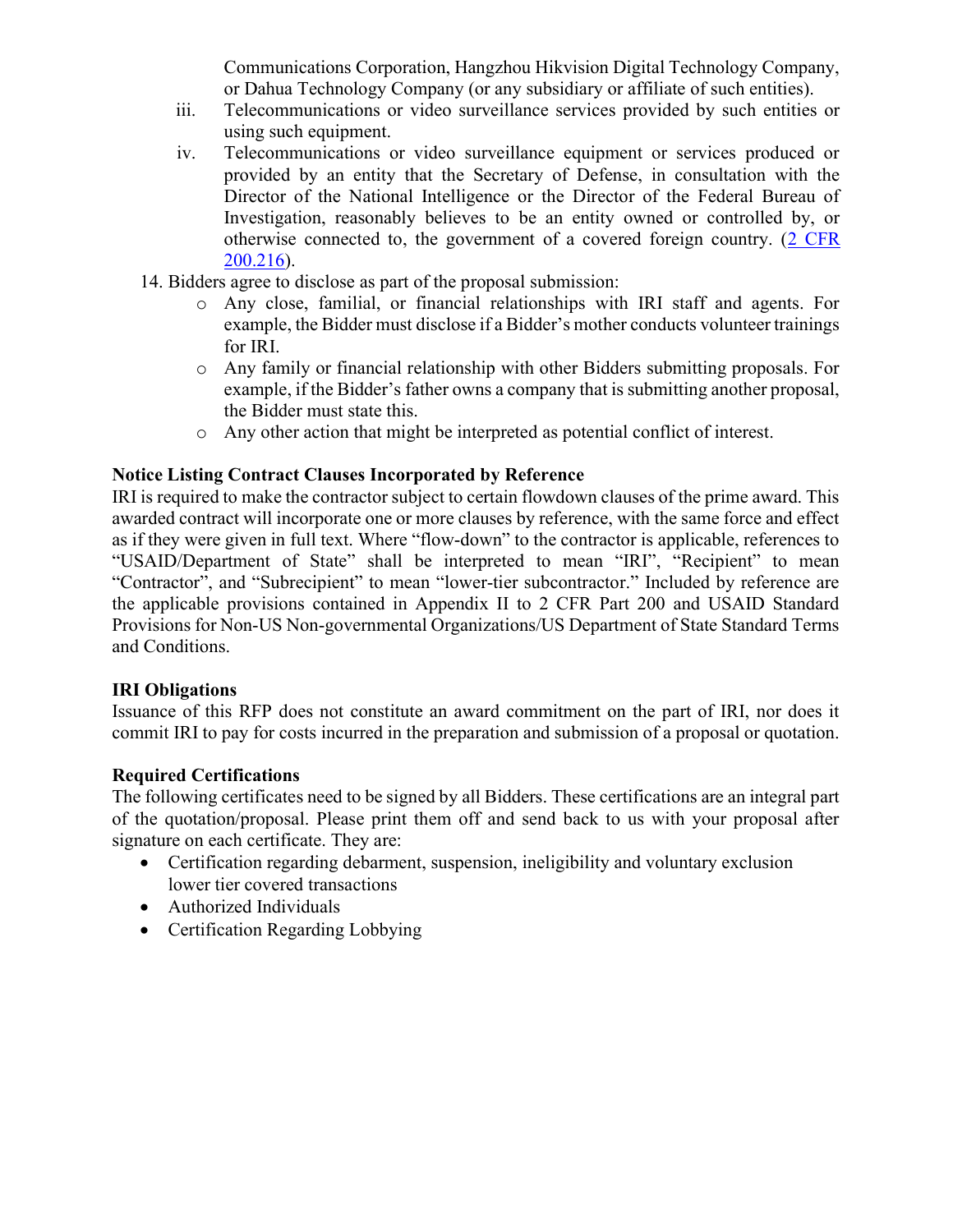Communications Corporation, Hangzhou Hikvision Digital Technology Company, or Dahua Technology Company (or any subsidiary or affiliate of such entities).

iii. Telecommunications or video surveillance services provided by such entities or using such equipment.

iv. Telecommunications or video surveillance equipment or services produced or provided by an entity that the Secretary of Defense, in consultation with the Director of the National Intelligence or the Director of the Federal Bureau of Investigation, reasonably believes to be an entity owned or controlled by, or otherwise connected to, the government of a covered foreign country. (2 CFR 200.216).

14. Bidders agree to disclose as part of the proposal submission:
    - Any close, familial, or financial relationships with IRI staff and agents. For example, the Bidder must disclose if a Bidder's mother conducts volunteer trainings for IRI.
    - Any family or financial relationship with other Bidders submitting proposals. For example, if the Bidder's father owns a company that is submitting another proposal, the Bidder must state this.
    - Any other action that might be interpreted as potential conflict of interest.

**Notice Listing Contract Clauses Incorporated by Reference**

IRI is required to make the contractor subject to certain flowdown clauses of the prime award. This awarded contract will incorporate one or more clauses by reference, with the same force and effect as if they were given in full text. Where "flow-down" to the contractor is applicable, references to "USAID/Department of State" shall be interpreted to mean "IRI", "Recipient" to mean "Contractor", and "Subrecipient" to mean "lower-tier subcontractor." Included by reference are the applicable provisions contained in Appendix II to 2 CFR Part 200 and USAID Standard Provisions for Non-US Non-governmental Organizations/US Department of State Standard Terms and Conditions.

**IRI Obligations**

Issuance of this RFP does not constitute an award commitment on the part of IRI, nor does it commit IRI to pay for costs incurred in the preparation and submission of a proposal or quotation.

**Required Certifications**

The following certificates need to be signed by all Bidders. These certifications are an integral part of the quotation/proposal. Please print them off and send back to us with your proposal after signature on each certificate. They are:

- Certification regarding debarment, suspension, ineligibility and voluntary exclusion lower tier covered transactions
- Authorized Individuals
- Certification Regarding Lobbying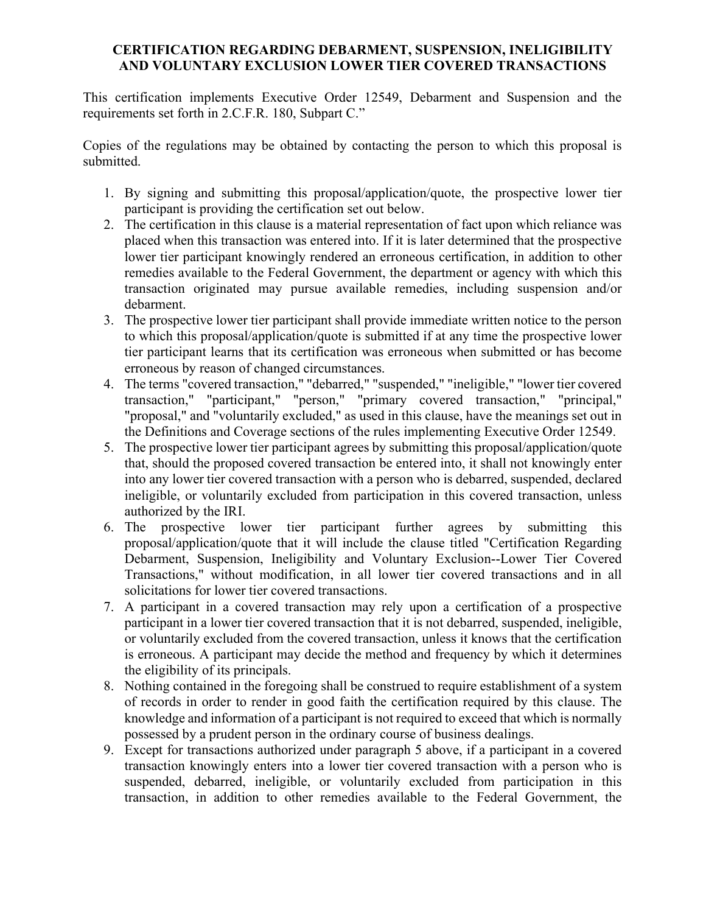**CERTIFICATION REGARDING DEBARMENT, SUSPENSION, INELIGIBILITY AND VOLUNTARY EXCLUSION LOWER TIER COVERED TRANSACTIONS**

This certification implements Executive Order 12549, Debarment and Suspension and the requirements set forth in 2.C.F.R. 180, Subpart C."

Copies of the regulations may be obtained by contacting the person to which this proposal is submitted.

1. By signing and submitting this proposal/application/quote, the prospective lower tier participant is providing the certification set out below.
2. The certification in this clause is a material representation of fact upon which reliance was placed when this transaction was entered into. If it is later determined that the prospective lower tier participant knowingly rendered an erroneous certification, in addition to other remedies available to the Federal Government, the department or agency with which this transaction originated may pursue available remedies, including suspension and/or debarment.
3. The prospective lower tier participant shall provide immediate written notice to the person to which this proposal/application/quote is submitted if at any time the prospective lower tier participant learns that its certification was erroneous when submitted or has become erroneous by reason of changed circumstances.
4. The terms "covered transaction," "debarred," "suspended," "ineligible," "lower tier covered transaction," "participant," "person," "primary covered transaction," "principal," "proposal," and "voluntarily excluded," as used in this clause, have the meanings set out in the Definitions and Coverage sections of the rules implementing Executive Order 12549.
5. The prospective lower tier participant agrees by submitting this proposal/application/quote that, should the proposed covered transaction be entered into, it shall not knowingly enter into any lower tier covered transaction with a person who is debarred, suspended, declared ineligible, or voluntarily excluded from participation in this covered transaction, unless authorized by the IRI.
6. The prospective lower tier participant further agrees by submitting this proposal/application/quote that it will include the clause titled "Certification Regarding Debarment, Suspension, Ineligibility and Voluntary Exclusion--Lower Tier Covered Transactions," without modification, in all lower tier covered transactions and in all solicitations for lower tier covered transactions.
7. A participant in a covered transaction may rely upon a certification of a prospective participant in a lower tier covered transaction that it is not debarred, suspended, ineligible, or voluntarily excluded from the covered transaction, unless it knows that the certification is erroneous. A participant may decide the method and frequency by which it determines the eligibility of its principals.
8. Nothing contained in the foregoing shall be construed to require establishment of a system of records in order to render in good faith the certification required by this clause. The knowledge and information of a participant is not required to exceed that which is normally possessed by a prudent person in the ordinary course of business dealings.
9. Except for transactions authorized under paragraph 5 above, if a participant in a covered transaction knowingly enters into a lower tier covered transaction with a person who is suspended, debarred, ineligible, or voluntarily excluded from participation in this transaction, in addition to other remedies available to the Federal Government, the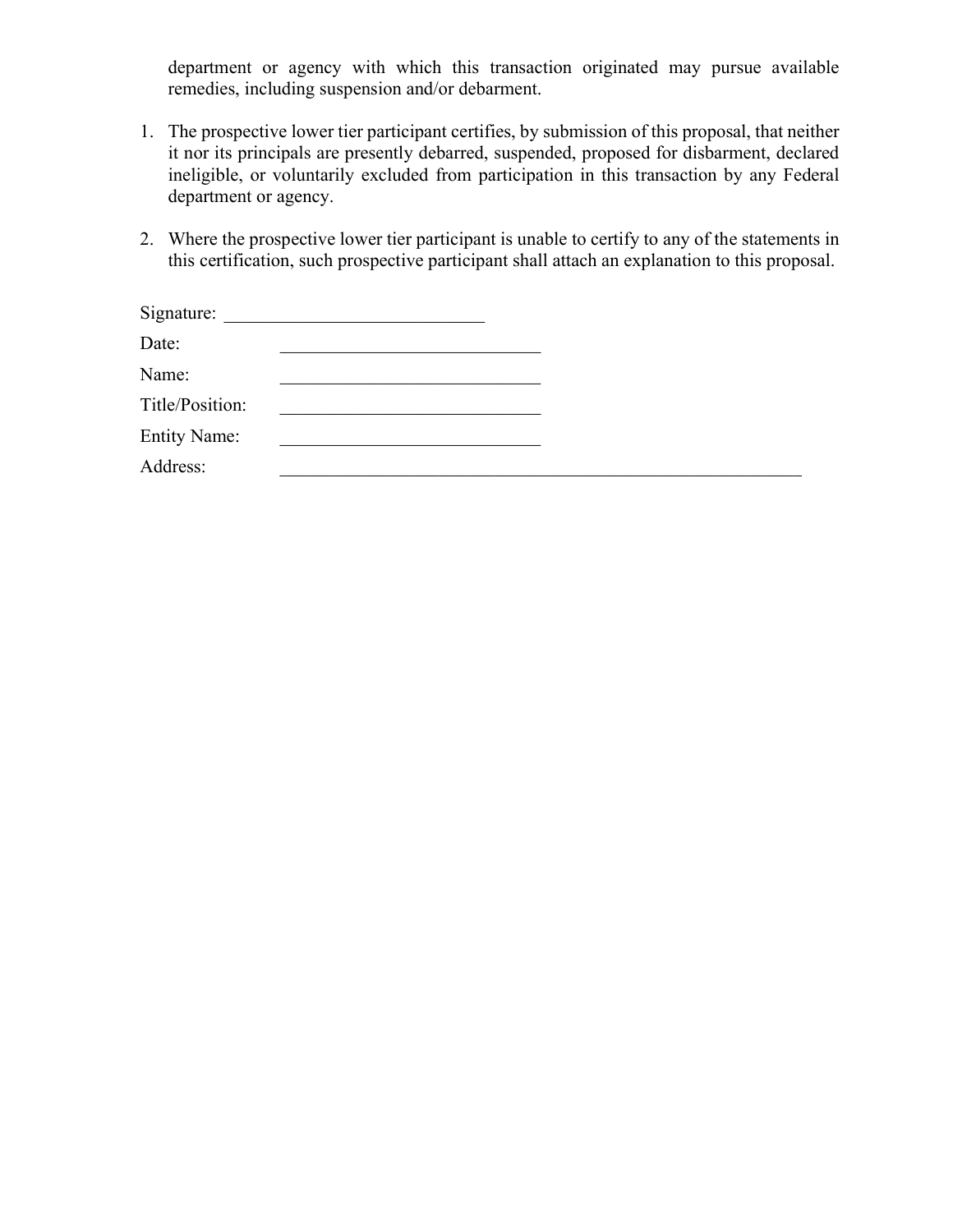department or agency with which this transaction originated may pursue available remedies, including suspension and/or debarment.

1. The prospective lower tier participant certifies, by submission of this proposal, that neither it nor its principals are presently debarred, suspended, proposed for disbarment, declared ineligible, or voluntarily excluded from participation in this transaction by any Federal department or agency.

2. Where the prospective lower tier participant is unable to certify to any of the statements in this certification, such prospective participant shall attach an explanation to this proposal.

Signature: ____________________________

Date: ____________________________

Name: ____________________________

Title/Position: ____________________________

Entity Name: ____________________________

Address: ____________________________________________________________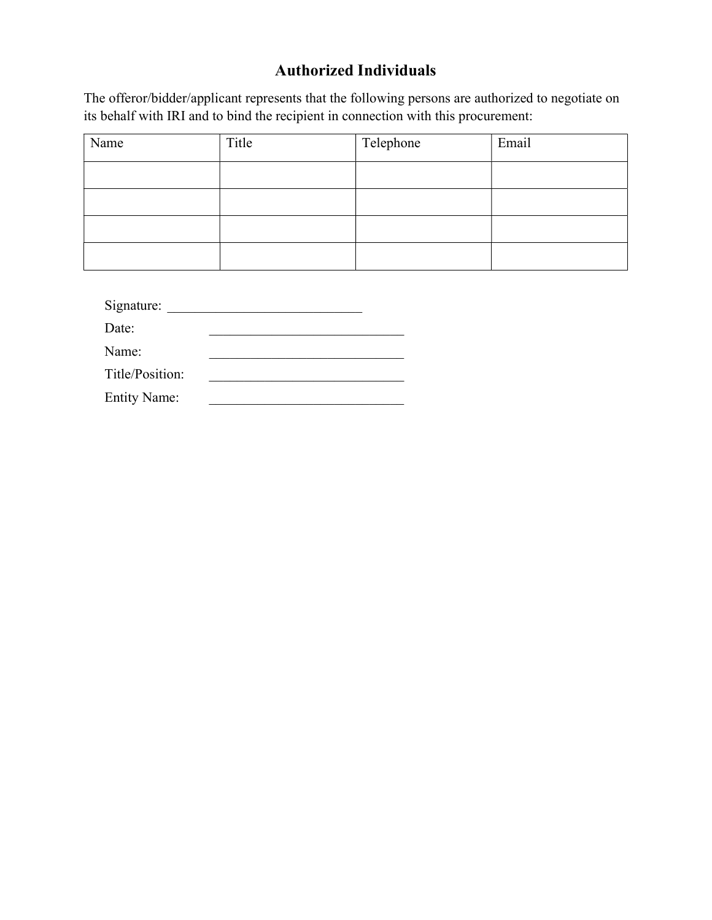# Authorized Individuals

The offeror/bidder/applicant represents that the following persons are authorized to negotiate on its behalf with IRI and to bind the recipient in connection with this procurement:

| Name | Title | Telephone | Email |
|---|---|---|---|
| | | | |
| | | | |
| | | | |
| | | | |

Signature: ____________________________

Date: ____________________________

Name: ____________________________

Title/Position: ____________________________

Entity Name: ____________________________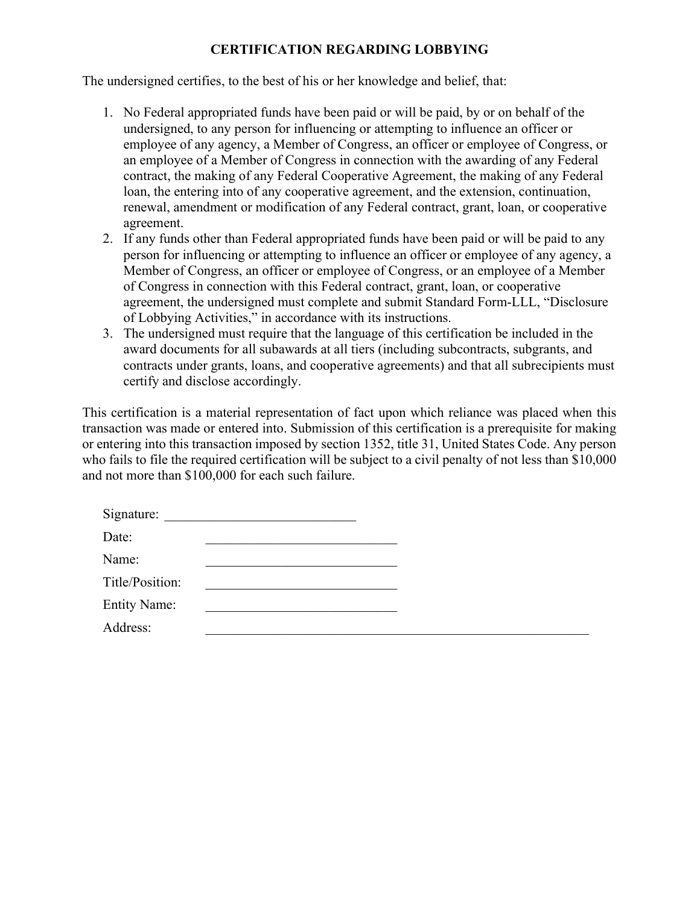# CERTIFICATION REGARDING LOBBYING

The undersigned certifies, to the best of his or her knowledge and belief, that:

1. No Federal appropriated funds have been paid or will be paid, by or on behalf of the undersigned, to any person for influencing or attempting to influence an officer or employee of any agency, a Member of Congress, an officer or employee of Congress, or an employee of a Member of Congress in connection with the awarding of any Federal contract, the making of any Federal Cooperative Agreement, the making of any Federal loan, the entering into of any cooperative agreement, and the extension, continuation, renewal, amendment or modification of any Federal contract, grant, loan, or cooperative agreement.
2. If any funds other than Federal appropriated funds have been paid or will be paid to any person for influencing or attempting to influence an officer or employee of any agency, a Member of Congress, an officer or employee of Congress, or an employee of a Member of Congress in connection with this Federal contract, grant, loan, or cooperative agreement, the undersigned must complete and submit Standard Form-LLL, "Disclosure of Lobbying Activities," in accordance with its instructions.
3. The undersigned must require that the language of this certification be included in the award documents for all subawards at all tiers (including subcontracts, subgrants, and contracts under grants, loans, and cooperative agreements) and that all subrecipients must certify and disclose accordingly.

This certification is a material representation of fact upon which reliance was placed when this transaction was made or entered into. Submission of this certification is a prerequisite for making or entering into this transaction imposed by section 1352, title 31, United States Code. Any person who fails to file the required certification will be subject to a civil penalty of not less than $10,000 and not more than $100,000 for each such failure.

Signature: ____________________________

Date: ____________________________

Name: ____________________________

Title/Position: ____________________________

Entity Name: ____________________________

Address: ____________________________________________________________